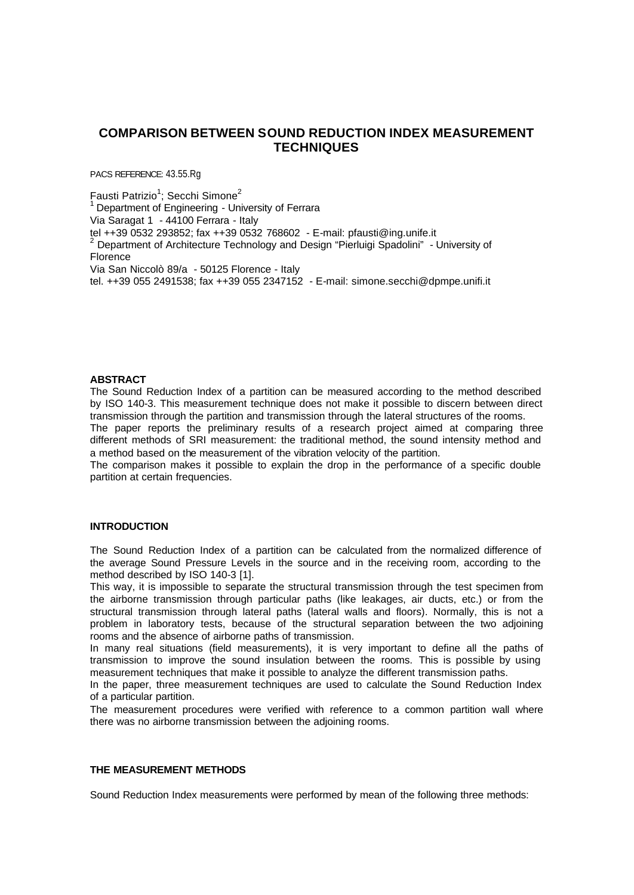# COMPARISON BETWEEN SOUND REDUCTION INDEX MEASUREMENT TECHNIQUES

PACS REFERENCE: 43.55.Rg

Fausti Patrizio[1]; Secchi Simone[2]

[1] Department of Engineering - University of Ferrara
Via Saragat 1 - 44100 Ferrara - Italy
tel ++39 0532 293852; fax ++39 0532 768602 - E-mail: pfausti@ing.unife.it

[2] Department of Architecture Technology and Design "Pierluigi Spadolini" - University of Florence
Via San Niccolò 89/a - 50125 Florence - Italy
tel. ++39 055 2491538; fax ++39 055 2347152 - E-mail: simone.secchi@dpmpe.unifi.it

## ABSTRACT

The Sound Reduction Index of a partition can be measured according to the method described by ISO 140-3. This measurement technique does not make it possible to discern between direct transmission through the partition and transmission through the lateral structures of the rooms.

The paper reports the preliminary results of a research project aimed at comparing three different methods of SRI measurement: the traditional method, the sound intensity method and a method based on the measurement of the vibration velocity of the partition.

The comparison makes it possible to explain the drop in the performance of a specific double partition at certain frequencies.

## INTRODUCTION

The Sound Reduction Index of a partition can be calculated from the normalized difference of the average Sound Pressure Levels in the source and in the receiving room, according to the method described by ISO 140-3 [1].

This way, it is impossible to separate the structural transmission through the test specimen from the airborne transmission through particular paths (like leakages, air ducts, etc.) or from the structural transmission through lateral paths (lateral walls and floors). Normally, this is not a problem in laboratory tests, because of the structural separation between the two adjoining rooms and the absence of airborne paths of transmission.

In many real situations (field measurements), it is very important to define all the paths of transmission to improve the sound insulation between the rooms. This is possible by using measurement techniques that make it possible to analyze the different transmission paths.

In the paper, three measurement techniques are used to calculate the Sound Reduction Index of a particular partition.

The measurement procedures were verified with reference to a common partition wall where there was no airborne transmission between the adjoining rooms.

## THE MEASUREMENT METHODS

Sound Reduction Index measurements were performed by mean of the following three methods: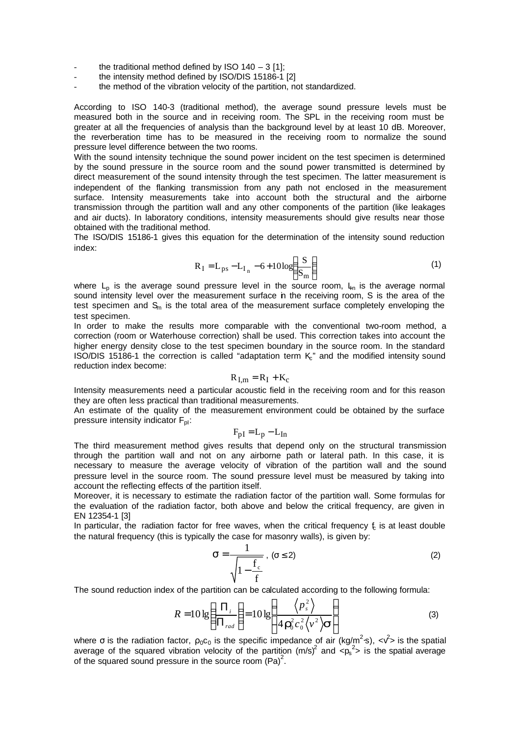- the traditional method defined by ISO 140 – 3 [1];
- the intensity method defined by ISO/DIS 15186-1 [2]
- the method of the vibration velocity of the partition, not standardized.

According to ISO 140-3 (traditional method), the average sound pressure levels must be measured both in the source and in receiving room. The SPL in the receiving room must be greater at all the frequencies of analysis than the background level by at least 10 dB. Moreover, the reverberation time has to be measured in the receiving room to normalize the sound pressure level difference between the two rooms.

With the sound intensity technique the sound power incident on the test specimen is determined by the sound pressure in the source room and the sound power transmitted is determined by direct measurement of the sound intensity through the test specimen. The latter measurement is independent of the flanking transmission from any path not enclosed in the measurement surface. Intensity measurements take into account both the structural and the airborne transmission through the partition wall and any other components of the partition (like leakages and air ducts). In laboratory conditions, intensity measurements should give results near those obtained with the traditional method.

The ISO/DIS 15186-1 gives this equation for the determination of the intensity sound reduction index:

$$R_I = L_{ps} - L_{I_n} - 6 + 10\log\left(\frac{S}{S_m}\right) \tag{1}$$

where $L_p$ is the average sound pressure level in the source room, $L_{In}$ is the average normal sound intensity level over the measurement surface in the receiving room, S is the area of the test specimen and $S_m$ is the total area of the measurement surface completely enveloping the test specimen.

In order to make the results more comparable with the conventional two-room method, a correction (room or Waterhouse correction) shall be used. This correction takes into account the higher energy density close to the test specimen boundary in the source room. In the standard ISO/DIS 15186-1 the correction is called "adaptation term $K_c$" and the modified intensity sound reduction index become:

$$R_{I,m} = R_I + K_c$$

Intensity measurements need a particular acoustic field in the receiving room and for this reason they are often less practical than traditional measurements.

An estimate of the quality of the measurement environment could be obtained by the surface pressure intensity indicator $F_{pI}$:

$$F_{pI} = L_p - L_{In}$$

The third measurement method gives results that depend only on the structural transmission through the partition wall and not on any airborne path or lateral path. In this case, it is necessary to measure the average velocity of vibration of the partition wall and the sound pressure level in the source room. The sound pressure level must be measured by taking into account the reflecting effects of the partition itself.

Moreover, it is necessary to estimate the radiation factor of the partition wall. Some formulas for the evaluation of the radiation factor, both above and below the critical frequency, are given in EN 12354-1 [3]

In particular, the radiation factor for free waves, when the critical frequency $f_c$ is at least double the natural frequency (this is typically the case for masonry walls), is given by:

$$\sigma = \frac{1}{\sqrt{1 - \frac{f_c}{f}}}, \quad (\sigma \leq 2) \tag{2}$$

The sound reduction index of the partition can be calculated according to the following formula:

$$R = 10\lg\left(\frac{\Pi_i}{\Pi_{rad}}\right) = 10\lg\left(\frac{\langle p_s^2 \rangle}{4\rho_0^2 c_0^2 \langle v^2 \rangle \sigma}\right) \tag{3}$$

where $\sigma$ is the radiation factor, $\rho_0 c_0$ is the specific impedance of air ($kg/m^2 \cdot s$), $\langle v^2 \rangle$ is the spatial average of the squared vibration velocity of the partition $(m/s)^2$ and $\langle p_s^2 \rangle$ is the spatial average of the squared sound pressure in the source room $(Pa)^2$.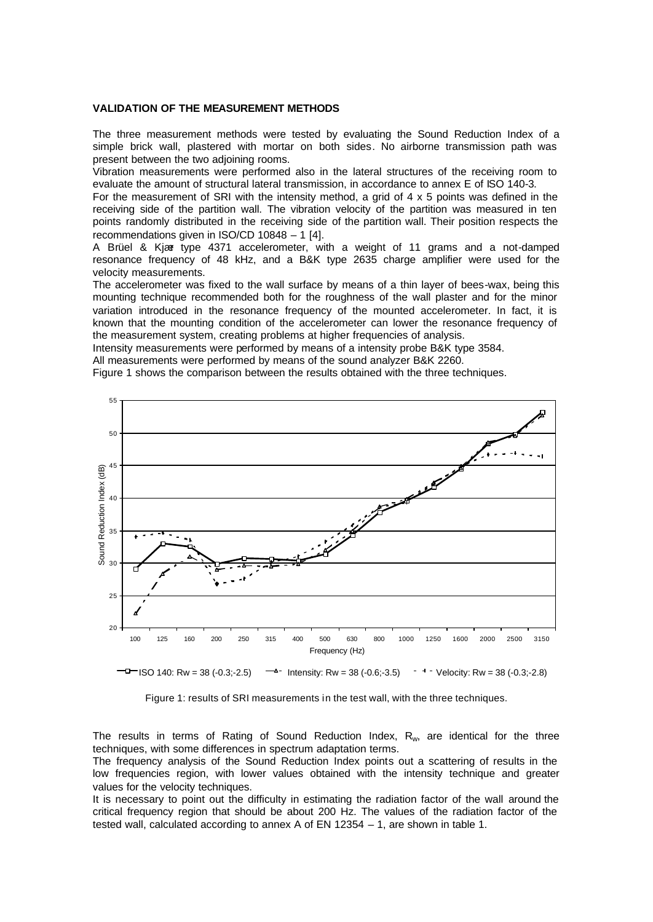**VALIDATION OF THE MEASUREMENT METHODS**

The three measurement methods were tested by evaluating the Sound Reduction Index of a simple brick wall, plastered with mortar on both sides. No airborne transmission path was present between the two adjoining rooms.

Vibration measurements were performed also in the lateral structures of the receiving room to evaluate the amount of structural lateral transmission, in accordance to annex E of ISO 140-3.

For the measurement of SRI with the intensity method, a grid of 4 x 5 points was defined in the receiving side of the partition wall. The vibration velocity of the partition was measured in ten points randomly distributed in the receiving side of the partition wall. Their position respects the recommendations given in ISO/CD 10848 – 1 [4].

A Brüel & Kjær type 4371 accelerometer, with a weight of 11 grams and a not-damped resonance frequency of 48 kHz, and a B&K type 2635 charge amplifier were used for the velocity measurements.

The accelerometer was fixed to the wall surface by means of a thin layer of bees-wax, being this mounting technique recommended both for the roughness of the wall plaster and for the minor variation introduced in the resonance frequency of the mounted accelerometer. In fact, it is known that the mounting condition of the accelerometer can lower the resonance frequency of the measurement system, creating problems at higher frequencies of analysis.

Intensity measurements were performed by means of a intensity probe B&K type 3584.

All measurements were performed by means of the sound analyzer B&K 2260.

Figure 1 shows the comparison between the results obtained with the three techniques.

ISO 140: Rw = 38 (-0.3;-2.5) — Intensity: Rw = 38 (-0.6;-3.5) — Velocity: Rw = 38 (-0.3;-2.8)

Figure 1: results of SRI measurements in the test wall, with the three techniques.

The results in terms of Rating of Sound Reduction Index, $R_w$, are identical for the three techniques, with some differences in spectrum adaptation terms.

The frequency analysis of the Sound Reduction Index points out a scattering of results in the low frequencies region, with lower values obtained with the intensity technique and greater values for the velocity techniques.

It is necessary to point out the difficulty in estimating the radiation factor of the wall around the critical frequency region that should be about 200 Hz. The values of the radiation factor of the tested wall, calculated according to annex A of EN 12354 – 1, are shown in table 1.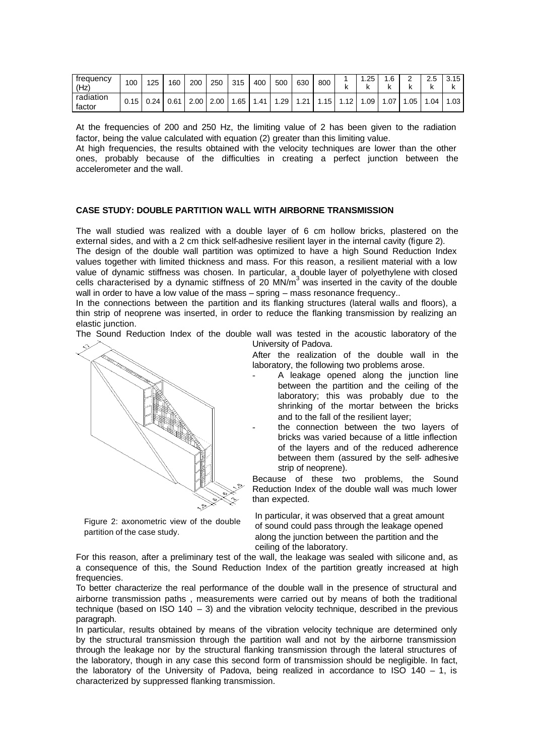| frequency (Hz) | 100 | 125 | 160 | 200 | 250 | 315 | 400 | 500 | 630 | 800 | 1 k | 1.25 k | 1.6 k | 2 k | 2.5 k | 3.15 k |
|---|---|---|---|---|---|---|---|---|---|---|---|---|---|---|---|---|
| radiation factor | 0.15 | 0.24 | 0.61 | 2.00 | 2.00 | 1.65 | 1.41 | 1.29 | 1.21 | 1.15 | 1.12 | 1.09 | 1.07 | 1.05 | 1.04 | 1.03 |

At the frequencies of 200 and 250 Hz, the limiting value of 2 has been given to the radiation factor, being the value calculated with equation (2) greater than this limiting value.

At high frequencies, the results obtained with the velocity techniques are lower than the other ones, probably because of the difficulties in creating a perfect junction between the accelerometer and the wall.

## CASE STUDY: DOUBLE PARTITION WALL WITH AIRBORNE TRANSMISSION

The wall studied was realized with a double layer of 6 cm hollow bricks, plastered on the external sides, and with a 2 cm thick self-adhesive resilient layer in the internal cavity (figure 2).

The design of the double wall partition was optimized to have a high Sound Reduction Index values together with limited thickness and mass. For this reason, a resilient material with a low value of dynamic stiffness was chosen. In particular, a double layer of polyethylene with closed cells characterised by a dynamic stiffness of 20 $MN/m^3$ was inserted in the cavity of the double wall in order to have a low value of the mass – spring – mass resonance frequency..

In the connections between the partition and its flanking structures (lateral walls and floors), a thin strip of neoprene was inserted, in order to reduce the flanking transmission by realizing an elastic junction.

The Sound Reduction Index of the double wall was tested in the acoustic laboratory of the University of Padova.

After the realization of the double wall in the laboratory, the following two problems arose.

- A leakage opened along the junction line between the partition and the ceiling of the laboratory; this was probably due to the shrinking of the mortar between the bricks and to the fall of the resilient layer;
- the connection between the two layers of bricks was varied because of a little inflection of the layers and of the reduced adherence between them (assured by the self- adhesive strip of neoprene).

Because of these two problems, the Sound Reduction Index of the double wall was much lower than expected.

Figure 2: axonometric view of the double partition of the case study.

In particular, it was observed that a great amount of sound could pass through the leakage opened along the junction between the partition and the ceiling of the laboratory.

For this reason, after a preliminary test of the wall, the leakage was sealed with silicone and, as a consequence of this, the Sound Reduction Index of the partition greatly increased at high frequencies.

To better characterize the real performance of the double wall in the presence of structural and airborne transmission paths , measurements were carried out by means of both the traditional technique (based on ISO 140 – 3) and the vibration velocity technique, described in the previous paragraph.

In particular, results obtained by means of the vibration velocity technique are determined only by the structural transmission through the partition wall and not by the airborne transmission through the leakage nor by the structural flanking transmission through the lateral structures of the laboratory, though in any case this second form of transmission should be negligible. In fact, the laboratory of the University of Padova, being realized in accordance to ISO 140 – 1, is characterized by suppressed flanking transmission.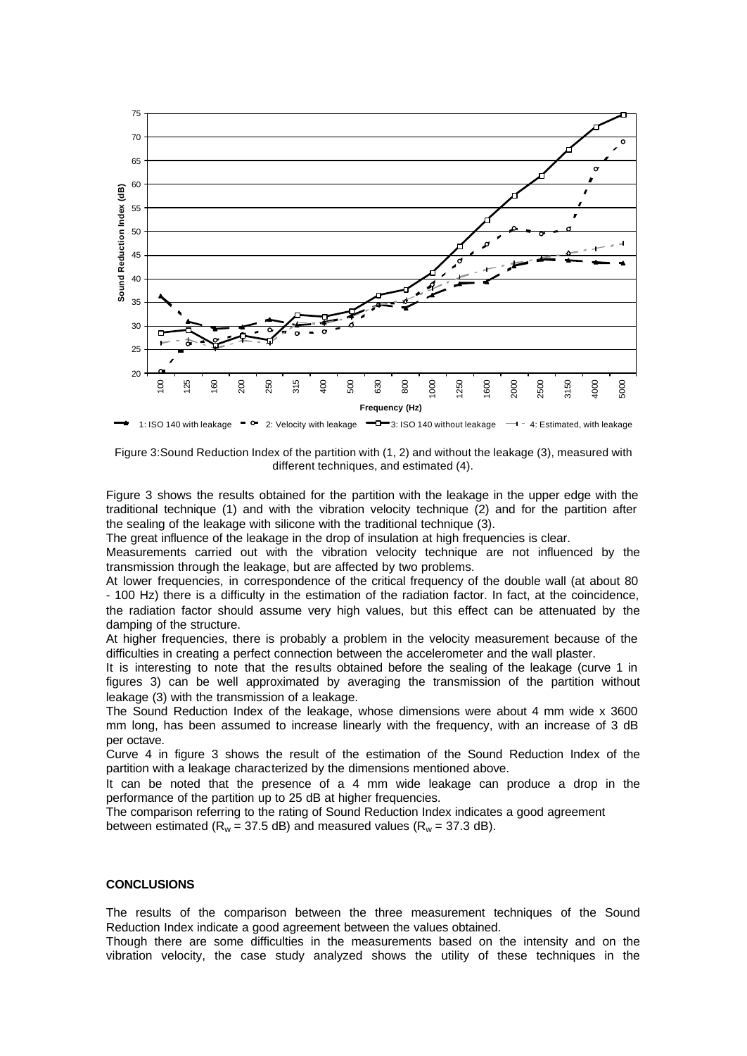Figure 3:Sound Reduction Index of the partition with (1, 2) and without the leakage (3), measured with different techniques, and estimated (4).

Figure 3 shows the results obtained for the partition with the leakage in the upper edge with the traditional technique (1) and with the vibration velocity technique (2) and for the partition after the sealing of the leakage with silicone with the traditional technique (3).

The great influence of the leakage in the drop of insulation at high frequencies is clear.

Measurements carried out with the vibration velocity technique are not influenced by the transmission through the leakage, but are affected by two problems.

At lower frequencies, in correspondence of the critical frequency of the double wall (at about 80 - 100 Hz) there is a difficulty in the estimation of the radiation factor. In fact, at the coincidence, the radiation factor should assume very high values, but this effect can be attenuated by the damping of the structure.

At higher frequencies, there is probably a problem in the velocity measurement because of the difficulties in creating a perfect connection between the accelerometer and the wall plaster.

It is interesting to note that the results obtained before the sealing of the leakage (curve 1 in figures 3) can be well approximated by averaging the transmission of the partition without leakage (3) with the transmission of a leakage.

The Sound Reduction Index of the leakage, whose dimensions were about 4 mm wide x 3600 mm long, has been assumed to increase linearly with the frequency, with an increase of 3 dB per octave.

Curve 4 in figure 3 shows the result of the estimation of the Sound Reduction Index of the partition with a leakage characterized by the dimensions mentioned above.

It can be noted that the presence of a 4 mm wide leakage can produce a drop in the performance of the partition up to 25 dB at higher frequencies.

The comparison referring to the rating of Sound Reduction Index indicates a good agreement between estimated ($R_w$ = 37.5 dB) and measured values ($R_w$ = 37.3 dB).

**CONCLUSIONS**

The results of the comparison between the three measurement techniques of the Sound Reduction Index indicate a good agreement between the values obtained.

Though there are some difficulties in the measurements based on the intensity and on the vibration velocity, the case study analyzed shows the utility of these techniques in the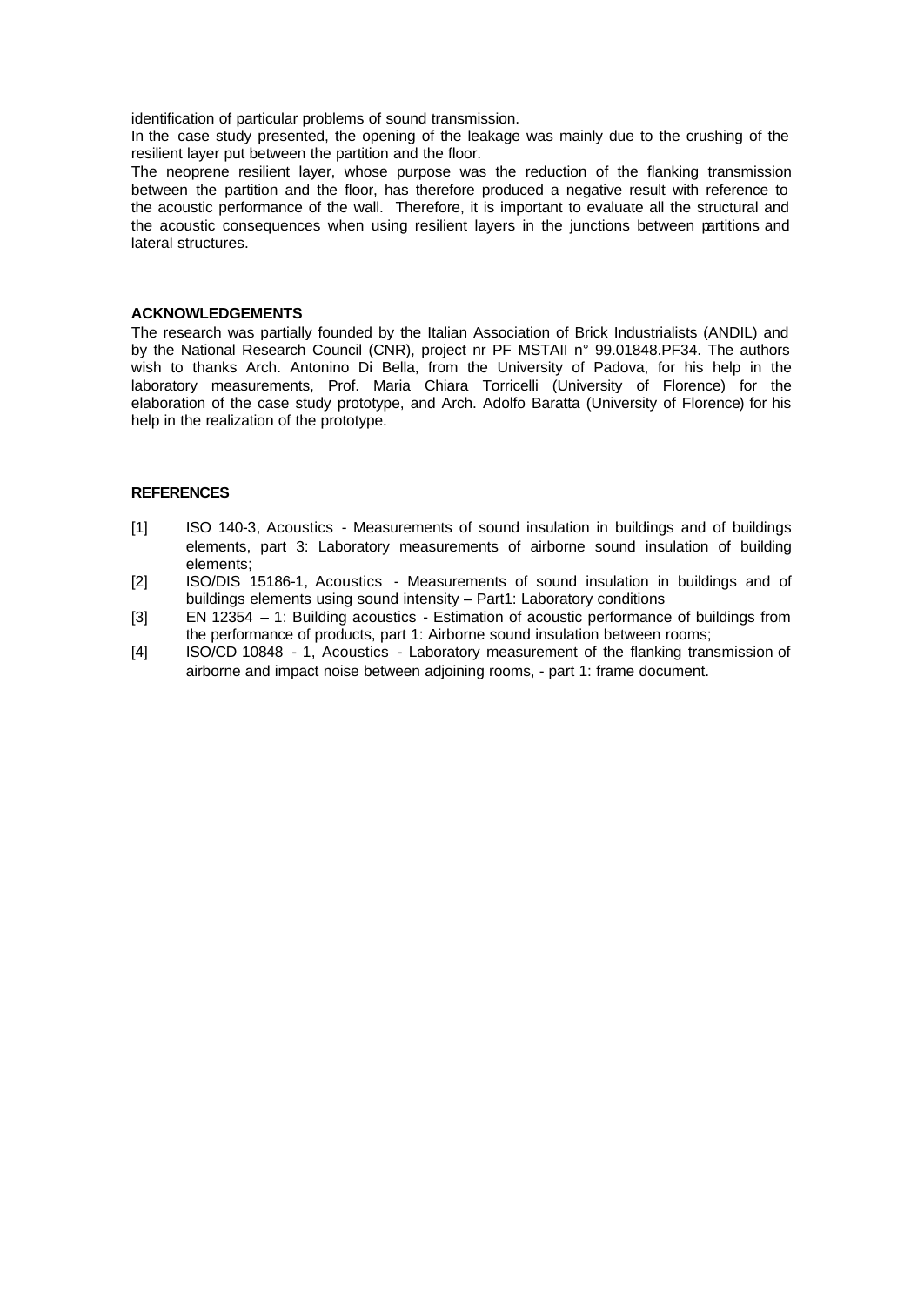identification of particular problems of sound transmission.

In the case study presented, the opening of the leakage was mainly due to the crushing of the resilient layer put between the partition and the floor.

The neoprene resilient layer, whose purpose was the reduction of the flanking transmission between the partition and the floor, has therefore produced a negative result with reference to the acoustic performance of the wall. Therefore, it is important to evaluate all the structural and the acoustic consequences when using resilient layers in the junctions between partitions and lateral structures.

## ACKNOWLEDGEMENTS

The research was partially founded by the Italian Association of Brick Industrialists (ANDIL) and by the National Research Council (CNR), project nr PF MSTAII n° 99.01848.PF34. The authors wish to thanks Arch. Antonino Di Bella, from the University of Padova, for his help in the laboratory measurements, Prof. Maria Chiara Torricelli (University of Florence) for the elaboration of the case study prototype, and Arch. Adolfo Baratta (University of Florence) for his help in the realization of the prototype.

## REFERENCES

[1] ISO 140-3, Acoustics - Measurements of sound insulation in buildings and of buildings elements, part 3: Laboratory measurements of airborne sound insulation of building elements;

[2] ISO/DIS 15186-1, Acoustics - Measurements of sound insulation in buildings and of buildings elements using sound intensity – Part1: Laboratory conditions

[3] EN 12354 – 1: Building acoustics - Estimation of acoustic performance of buildings from the performance of products, part 1: Airborne sound insulation between rooms;

[4] ISO/CD 10848 - 1, Acoustics - Laboratory measurement of the flanking transmission of airborne and impact noise between adjoining rooms, - part 1: frame document.